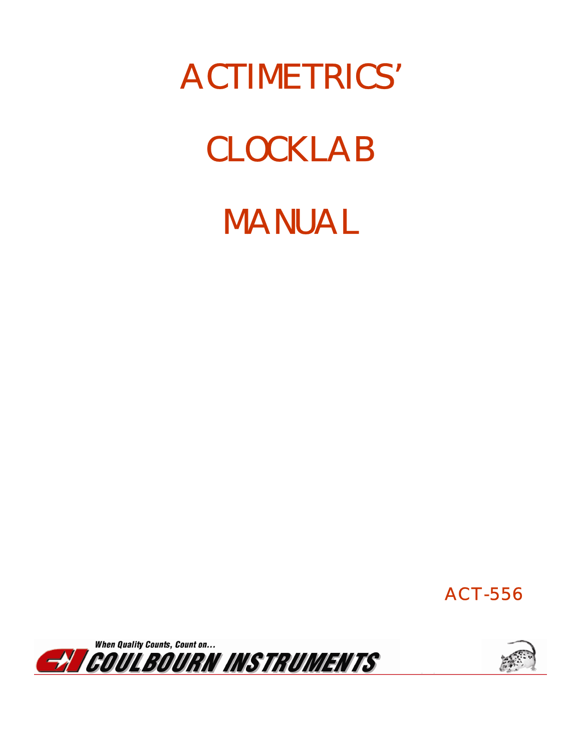# ACTIMETRICS' CLOCKLAB MANUAL

ACT-556

When Quality Counts, Count on...

COULBOURN INSTRUMENTS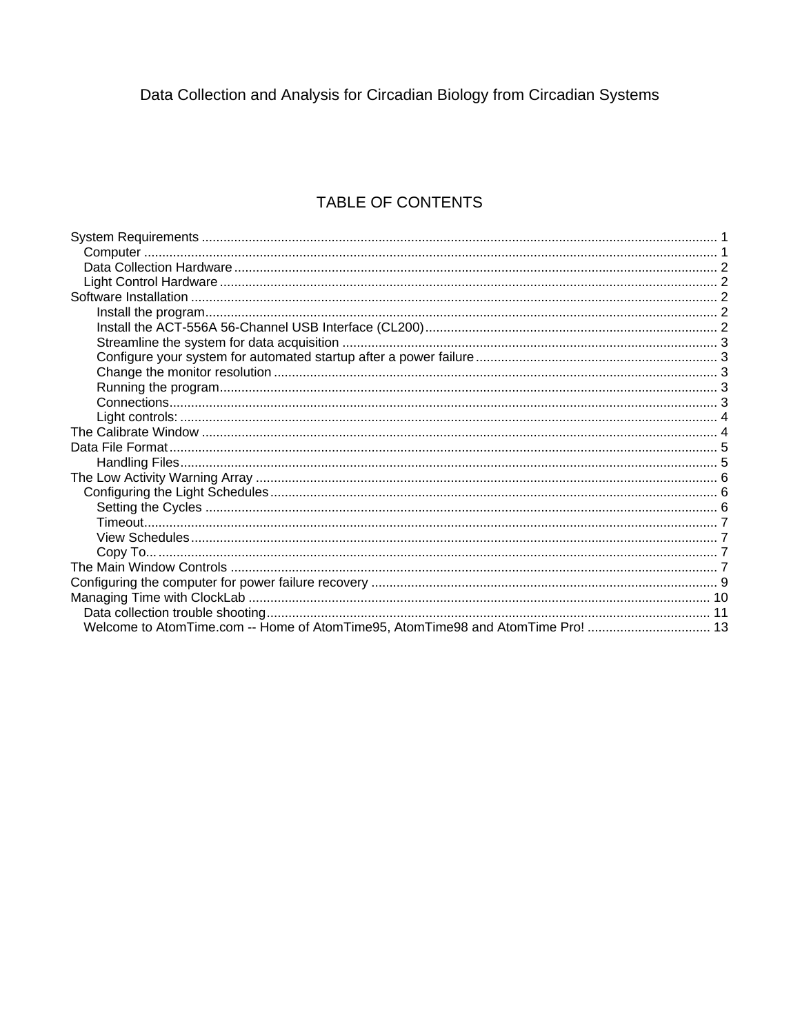Data Collection and Analysis for Circadian Biology from Circadian Systems

# TABLE OF CONTENTS

- System Requirements ..... 1
  - Computer ..... 1
  - Data Collection Hardware ..... 2
  - Light Control Hardware ..... 2
- Software Installation ..... 2
    - Install the program ..... 2
    - Install the ACT-556A 56-Channel USB Interface (CL200) ..... 2
    - Streamline the system for data acquisition ..... 3
    - Configure your system for automated startup after a power failure ..... 3
    - Change the monitor resolution ..... 3
    - Running the program ..... 3
    - Connections ..... 3
    - Light controls: ..... 4
- The Calibrate Window ..... 4
- Data File Format ..... 5
    - Handling Files ..... 5
- The Low Activity Warning Array ..... 6
  - Configuring the Light Schedules ..... 6
    - Setting the Cycles ..... 6
    - Timeout ..... 7
    - View Schedules ..... 7
    - Copy To... ..... 7
- The Main Window Controls ..... 7
- Configuring the computer for power failure recovery ..... 9
- Managing Time with ClockLab ..... 10
  - Data collection trouble shooting ..... 11
  - Welcome to AtomTime.com -- Home of AtomTime95, AtomTime98 and AtomTime Pro! ..... 13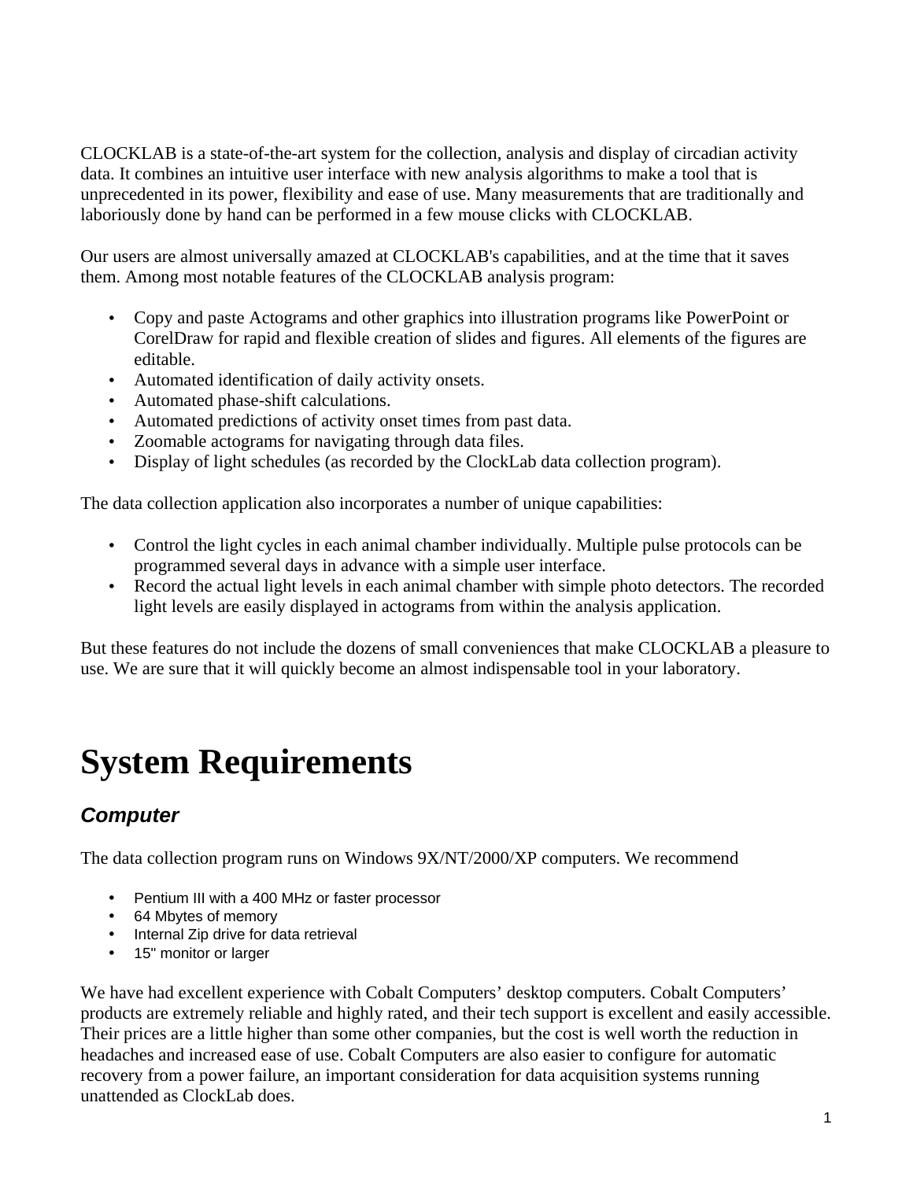CLOCKLAB is a state-of-the-art system for the collection, analysis and display of circadian activity data. It combines an intuitive user interface with new analysis algorithms to make a tool that is unprecedented in its power, flexibility and ease of use. Many measurements that are traditionally and laboriously done by hand can be performed in a few mouse clicks with CLOCKLAB.

Our users are almost universally amazed at CLOCKLAB's capabilities, and at the time that it saves them. Among most notable features of the CLOCKLAB analysis program:

- Copy and paste Actograms and other graphics into illustration programs like PowerPoint or CorelDraw for rapid and flexible creation of slides and figures. All elements of the figures are editable.
- Automated identification of daily activity onsets.
- Automated phase-shift calculations.
- Automated predictions of activity onset times from past data.
- Zoomable actograms for navigating through data files.
- Display of light schedules (as recorded by the ClockLab data collection program).

The data collection application also incorporates a number of unique capabilities:

- Control the light cycles in each animal chamber individually. Multiple pulse protocols can be programmed several days in advance with a simple user interface.
- Record the actual light levels in each animal chamber with simple photo detectors. The recorded light levels are easily displayed in actograms from within the analysis application.

But these features do not include the dozens of small conveniences that make CLOCKLAB a pleasure to use. We are sure that it will quickly become an almost indispensable tool in your laboratory.

# System Requirements

## *Computer*

The data collection program runs on Windows 9X/NT/2000/XP computers. We recommend

- Pentium III with a 400 MHz or faster processor
- 64 Mbytes of memory
- Internal Zip drive for data retrieval
- 15" monitor or larger

We have had excellent experience with Cobalt Computers' desktop computers. Cobalt Computers' products are extremely reliable and highly rated, and their tech support is excellent and easily accessible. Their prices are a little higher than some other companies, but the cost is well worth the reduction in headaches and increased ease of use. Cobalt Computers are also easier to configure for automatic recovery from a power failure, an important consideration for data acquisition systems running unattended as ClockLab does.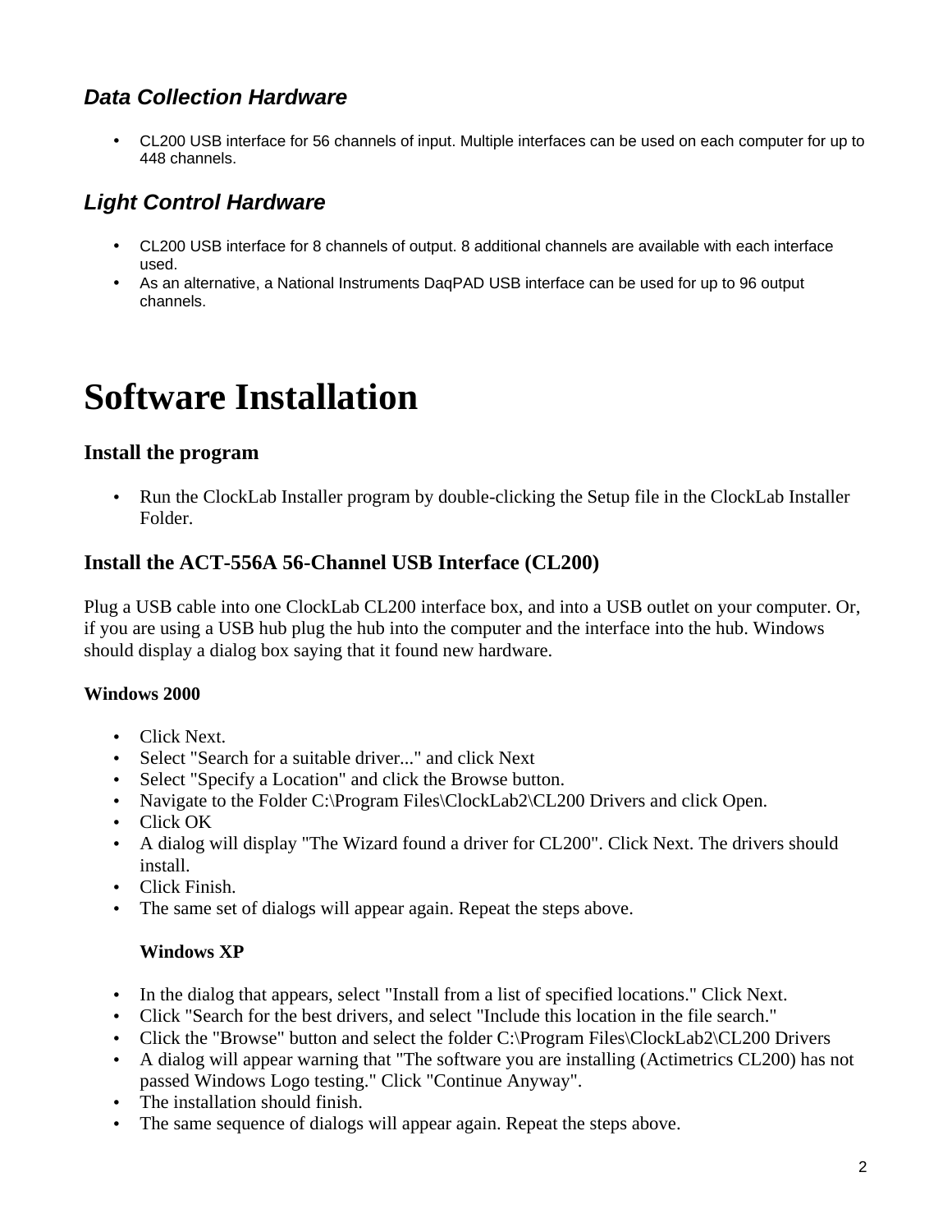### *Data Collection Hardware*

- CL200 USB interface for 56 channels of input. Multiple interfaces can be used on each computer for up to 448 channels.

### *Light Control Hardware*

- CL200 USB interface for 8 channels of output. 8 additional channels are available with each interface used.
- As an alternative, a National Instruments DaqPAD USB interface can be used for up to 96 output channels.

# Software Installation

## Install the program

- Run the ClockLab Installer program by double-clicking the Setup file in the ClockLab Installer Folder.

## Install the ACT-556A 56-Channel USB Interface (CL200)

Plug a USB cable into one ClockLab CL200 interface box, and into a USB outlet on your computer. Or, if you are using a USB hub plug the hub into the computer and the interface into the hub. Windows should display a dialog box saying that it found new hardware.

**Windows 2000**

- Click Next.
- Select "Search for a suitable driver..." and click Next
- Select "Specify a Location" and click the Browse button.
- Navigate to the Folder C:\Program Files\ClockLab2\CL200 Drivers and click Open.
- Click OK
- A dialog will display "The Wizard found a driver for CL200". Click Next. The drivers should install.
- Click Finish.
- The same set of dialogs will appear again. Repeat the steps above.

**Windows XP**

- In the dialog that appears, select "Install from a list of specified locations." Click Next.
- Click "Search for the best drivers, and select "Include this location in the file search."
- Click the "Browse" button and select the folder C:\Program Files\ClockLab2\CL200 Drivers
- A dialog will appear warning that "The software you are installing (Actimetrics CL200) has not passed Windows Logo testing." Click "Continue Anyway".
- The installation should finish.
- The same sequence of dialogs will appear again. Repeat the steps above.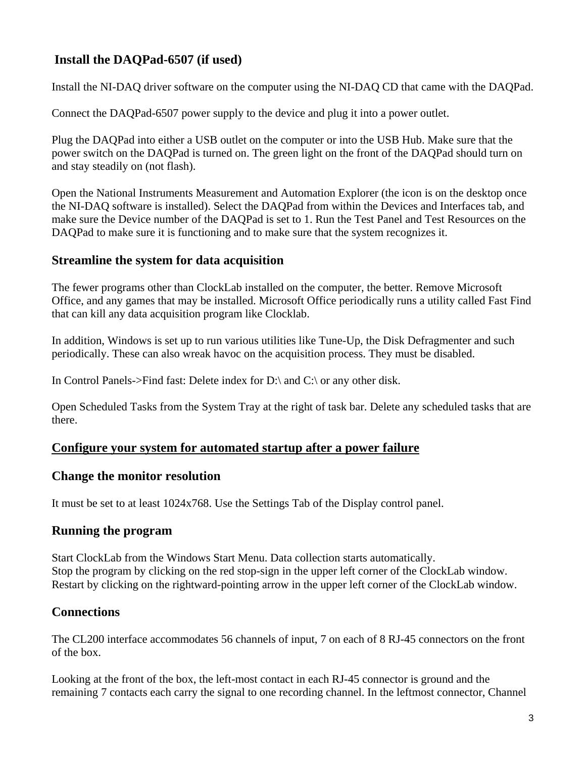## Install the DAQPad-6507 (if used)

Install the NI-DAQ driver software on the computer using the NI-DAQ CD that came with the DAQPad.

Connect the DAQPad-6507 power supply to the device and plug it into a power outlet.

Plug the DAQPad into either a USB outlet on the computer or into the USB Hub. Make sure that the power switch on the DAQPad is turned on. The green light on the front of the DAQPad should turn on and stay steadily on (not flash).

Open the National Instruments Measurement and Automation Explorer (the icon is on the desktop once the NI-DAQ software is installed). Select the DAQPad from within the Devices and Interfaces tab, and make sure the Device number of the DAQPad is set to 1. Run the Test Panel and Test Resources on the DAQPad to make sure it is functioning and to make sure that the system recognizes it.

## Streamline the system for data acquisition

The fewer programs other than ClockLab installed on the computer, the better. Remove Microsoft Office, and any games that may be installed. Microsoft Office periodically runs a utility called Fast Find that can kill any data acquisition program like Clocklab.

In addition, Windows is set up to run various utilities like Tune-Up, the Disk Defragmenter and such periodically. These can also wreak havoc on the acquisition process. They must be disabled.

In Control Panels->Find fast: Delete index for D:\ and C:\ or any other disk.

Open Scheduled Tasks from the System Tray at the right of task bar. Delete any scheduled tasks that are there.

## <u>Configure your system for automated startup after a power failure</u>

## Change the monitor resolution

It must be set to at least 1024x768. Use the Settings Tab of the Display control panel.

## Running the program

Start ClockLab from the Windows Start Menu. Data collection starts automatically.
Stop the program by clicking on the red stop-sign in the upper left corner of the ClockLab window.
Restart by clicking on the rightward-pointing arrow in the upper left corner of the ClockLab window.

## Connections

The CL200 interface accommodates 56 channels of input, 7 on each of 8 RJ-45 connectors on the front of the box.

Looking at the front of the box, the left-most contact in each RJ-45 connector is ground and the remaining 7 contacts each carry the signal to one recording channel. In the leftmost connector, Channel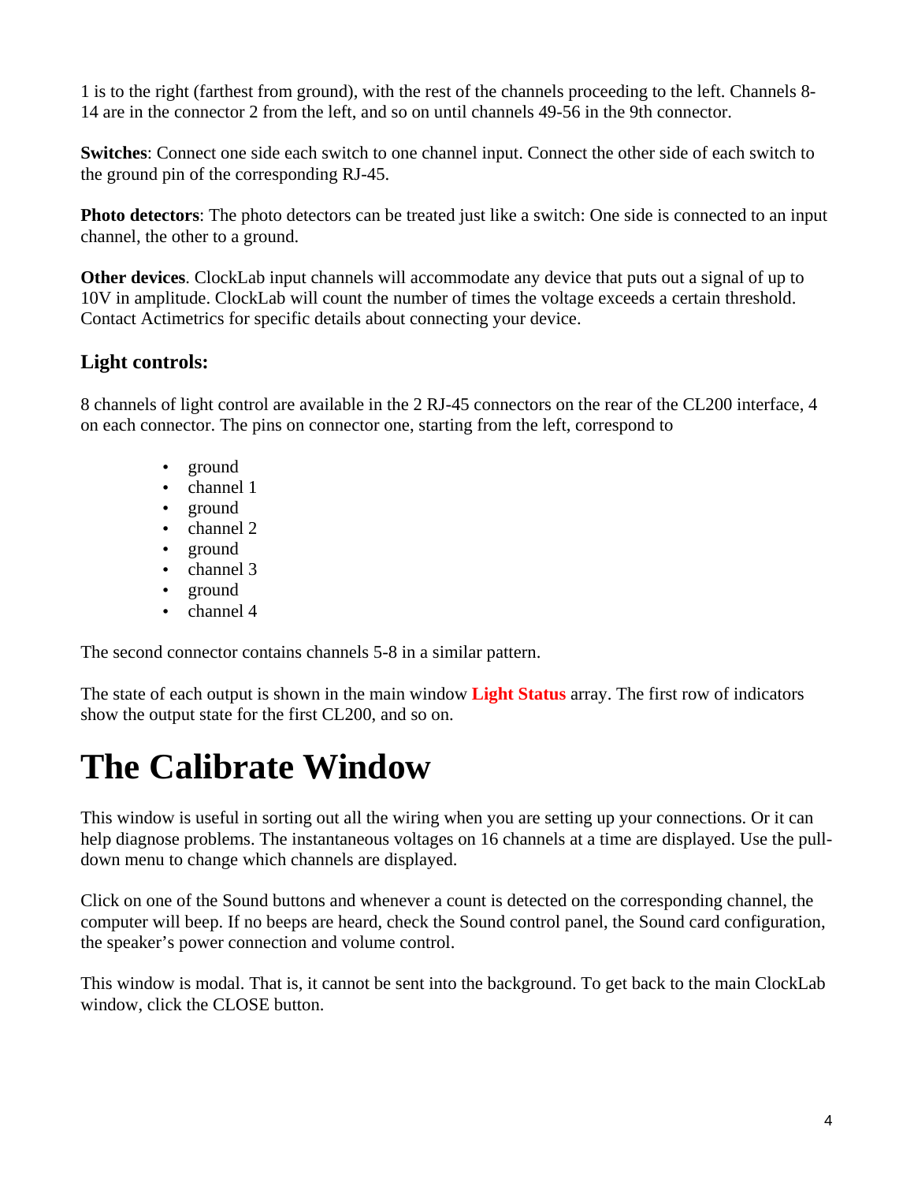1 is to the right (farthest from ground), with the rest of the channels proceeding to the left. Channels 8-14 are in the connector 2 from the left, and so on until channels 49-56 in the 9th connector.

**Switches**: Connect one side each switch to one channel input. Connect the other side of each switch to the ground pin of the corresponding RJ-45.

**Photo detectors**: The photo detectors can be treated just like a switch: One side is connected to an input channel, the other to a ground.

**Other devices**. ClockLab input channels will accommodate any device that puts out a signal of up to 10V in amplitude. ClockLab will count the number of times the voltage exceeds a certain threshold. Contact Actimetrics for specific details about connecting your device.

### Light controls:

8 channels of light control are available in the 2 RJ-45 connectors on the rear of the CL200 interface, 4 on each connector. The pins on connector one, starting from the left, correspond to

- ground
- channel 1
- ground
- channel 2
- ground
- channel 3
- ground
- channel 4

The second connector contains channels 5-8 in a similar pattern.

The state of each output is shown in the main window **Light Status** array. The first row of indicators show the output state for the first CL200, and so on.

# The Calibrate Window

This window is useful in sorting out all the wiring when you are setting up your connections. Or it can help diagnose problems. The instantaneous voltages on 16 channels at a time are displayed. Use the pull-down menu to change which channels are displayed.

Click on one of the Sound buttons and whenever a count is detected on the corresponding channel, the computer will beep. If no beeps are heard, check the Sound control panel, the Sound card configuration, the speaker's power connection and volume control.

This window is modal. That is, it cannot be sent into the background. To get back to the main ClockLab window, click the CLOSE button.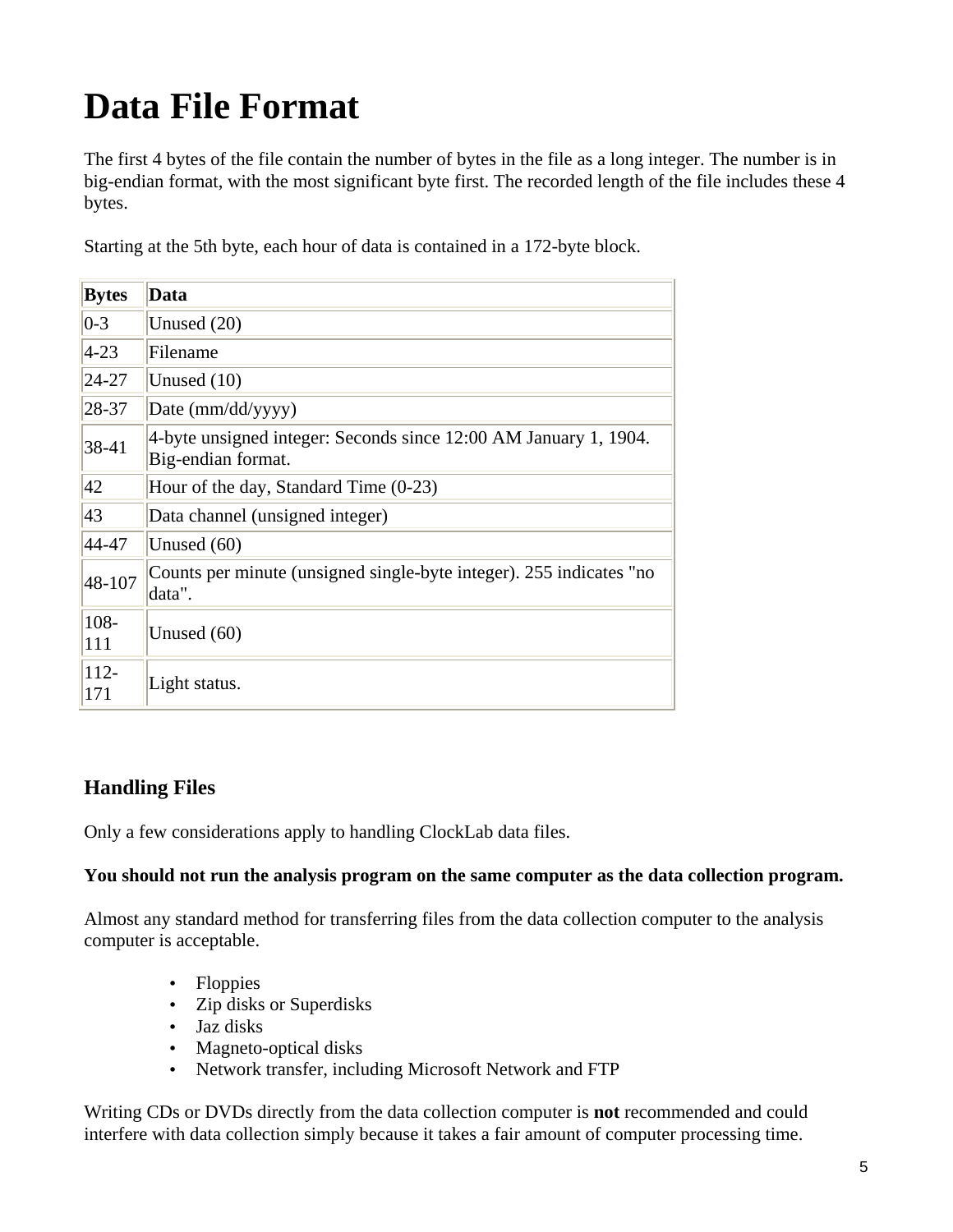# Data File Format

The first 4 bytes of the file contain the number of bytes in the file as a long integer. The number is in big-endian format, with the most significant byte first. The recorded length of the file includes these 4 bytes.

Starting at the 5th byte, each hour of data is contained in a 172-byte block.

| Bytes | Data |
|---|---|
| 0-3 | Unused (20) |
| 4-23 | Filename |
| 24-27 | Unused (10) |
| 28-37 | Date (mm/dd/yyyy) |
| 38-41 | 4-byte unsigned integer: Seconds since 12:00 AM January 1, 1904. Big-endian format. |
| 42 | Hour of the day, Standard Time (0-23) |
| 43 | Data channel (unsigned integer) |
| 44-47 | Unused (60) |
| 48-107 | Counts per minute (unsigned single-byte integer). 255 indicates "no data". |
| 108-111 | Unused (60) |
| 112-171 | Light status. |

### Handling Files

Only a few considerations apply to handling ClockLab data files.

**You should not run the analysis program on the same computer as the data collection program.**

Almost any standard method for transferring files from the data collection computer to the analysis computer is acceptable.

- Floppies
- Zip disks or Superdisks
- Jaz disks
- Magneto-optical disks
- Network transfer, including Microsoft Network and FTP

Writing CDs or DVDs directly from the data collection computer is **not** recommended and could interfere with data collection simply because it takes a fair amount of computer processing time.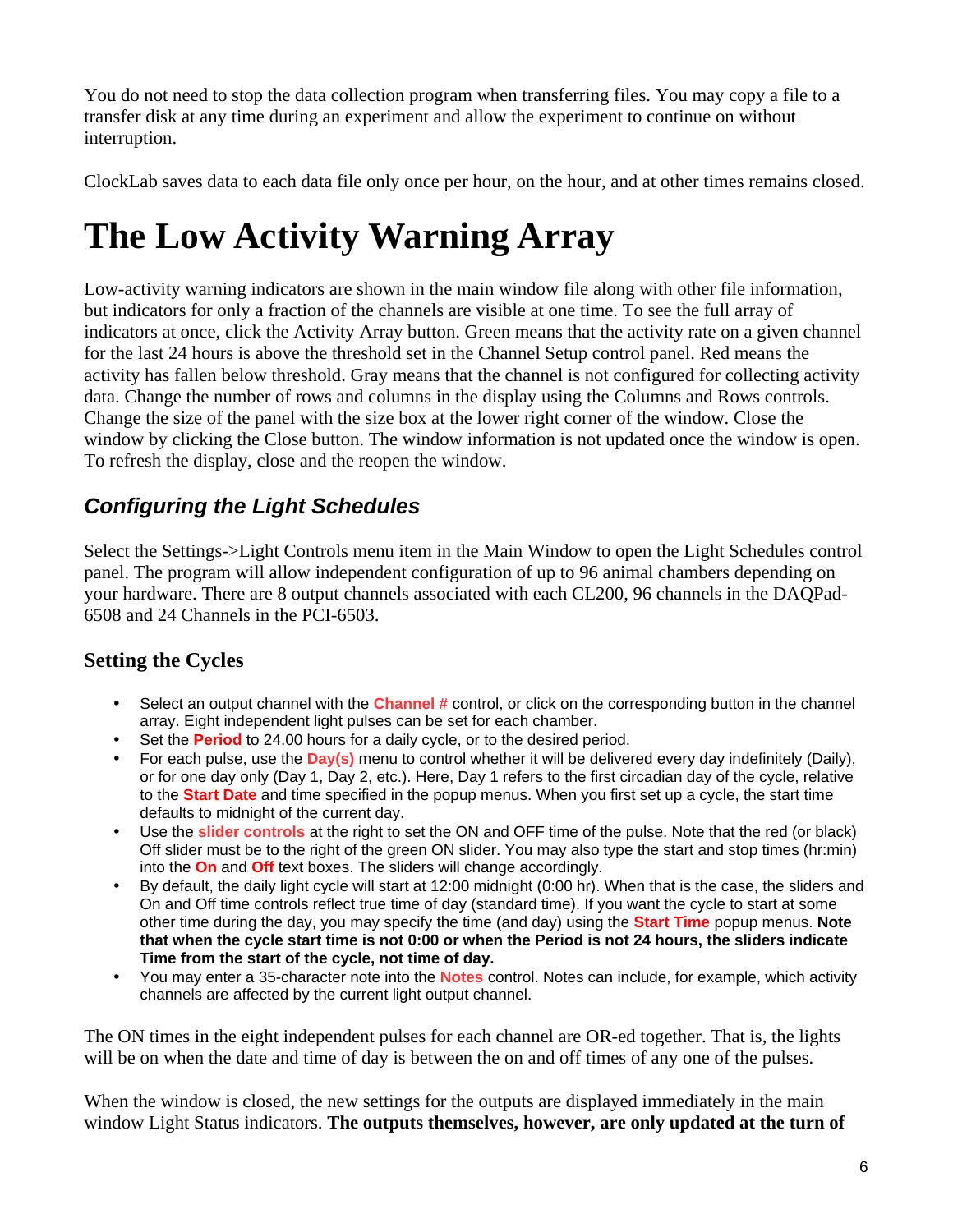You do not need to stop the data collection program when transferring files. You may copy a file to a transfer disk at any time during an experiment and allow the experiment to continue on without interruption.

ClockLab saves data to each data file only once per hour, on the hour, and at other times remains closed.

# The Low Activity Warning Array

Low-activity warning indicators are shown in the main window file along with other file information, but indicators for only a fraction of the channels are visible at one time. To see the full array of indicators at once, click the Activity Array button. Green means that the activity rate on a given channel for the last 24 hours is above the threshold set in the Channel Setup control panel. Red means the activity has fallen below threshold. Gray means that the channel is not configured for collecting activity data. Change the number of rows and columns in the display using the Columns and Rows controls. Change the size of the panel with the size box at the lower right corner of the window. Close the window by clicking the Close button. The window information is not updated once the window is open. To refresh the display, close and the reopen the window.

## *Configuring the Light Schedules*

Select the Settings->Light Controls menu item in the Main Window to open the Light Schedules control panel. The program will allow independent configuration of up to 96 animal chambers depending on your hardware. There are 8 output channels associated with each CL200, 96 channels in the DAQPad-6508 and 24 Channels in the PCI-6503.

### Setting the Cycles

- Select an output channel with the **Channel #** control, or click on the corresponding button in the channel array. Eight independent light pulses can be set for each chamber.
- Set the **Period** to 24.00 hours for a daily cycle, or to the desired period.
- For each pulse, use the **Day(s)** menu to control whether it will be delivered every day indefinitely (Daily), or for one day only (Day 1, Day 2, etc.). Here, Day 1 refers to the first circadian day of the cycle, relative to the **Start Date** and time specified in the popup menus. When you first set up a cycle, the start time defaults to midnight of the current day.
- Use the **slider controls** at the right to set the ON and OFF time of the pulse. Note that the red (or black) Off slider must be to the right of the green ON slider. You may also type the start and stop times (hr:min) into the **On** and **Off** text boxes. The sliders will change accordingly.
- By default, the daily light cycle will start at 12:00 midnight (0:00 hr). When that is the case, the sliders and On and Off time controls reflect true time of day (standard time). If you want the cycle to start at some other time during the day, you may specify the time (and day) using the **Start Time** popup menus. **Note that when the cycle start time is not 0:00 or when the Period is not 24 hours, the sliders indicate Time from the start of the cycle, not time of day.**
- You may enter a 35-character note into the **Notes** control. Notes can include, for example, which activity channels are affected by the current light output channel.

The ON times in the eight independent pulses for each channel are OR-ed together. That is, the lights will be on when the date and time of day is between the on and off times of any one of the pulses.

When the window is closed, the new settings for the outputs are displayed immediately in the main window Light Status indicators. **The outputs themselves, however, are only updated at the turn of**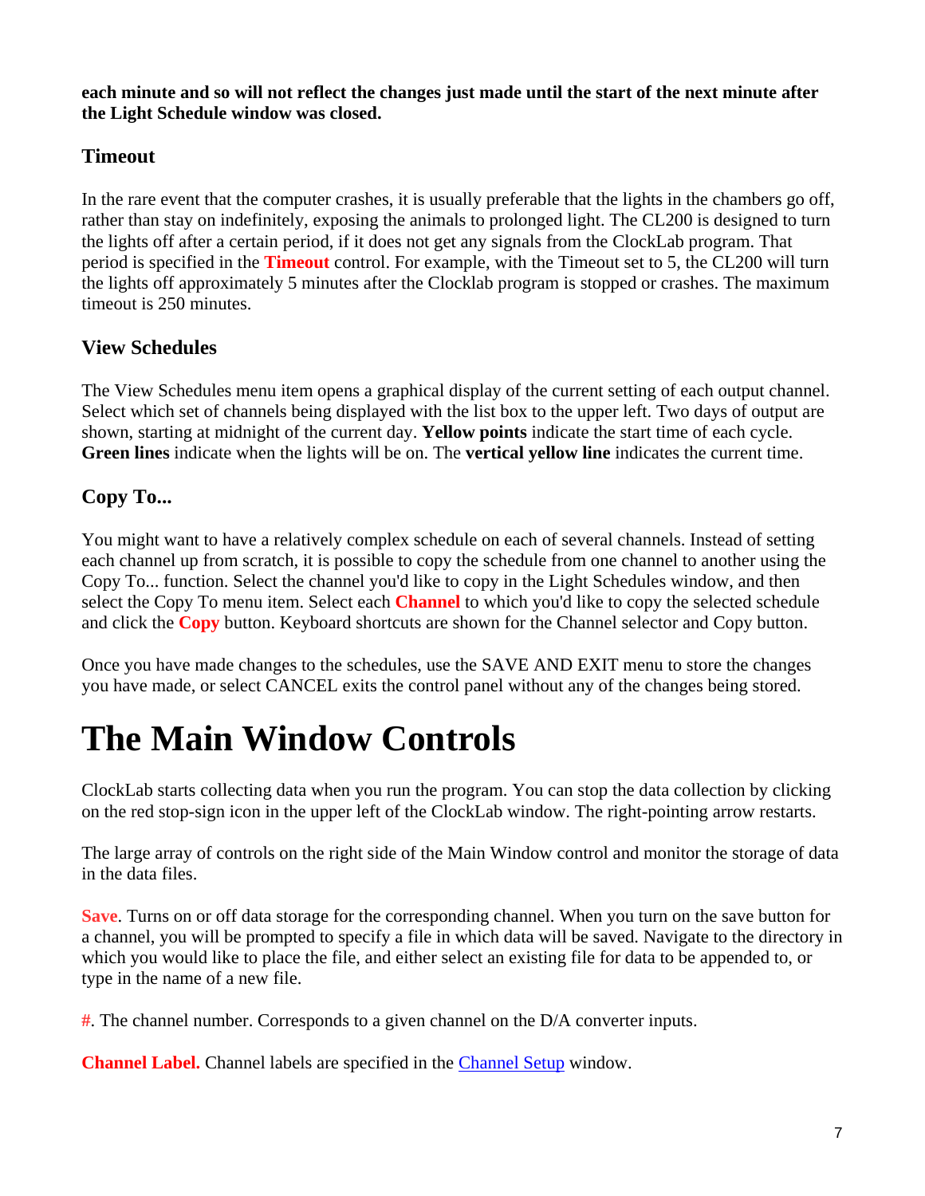**each minute and so will not reflect the changes just made until the start of the next minute after the Light Schedule window was closed.**

### Timeout

In the rare event that the computer crashes, it is usually preferable that the lights in the chambers go off, rather than stay on indefinitely, exposing the animals to prolonged light. The CL200 is designed to turn the lights off after a certain period, if it does not get any signals from the ClockLab program. That period is specified in the **Timeout** control. For example, with the Timeout set to 5, the CL200 will turn the lights off approximately 5 minutes after the Clocklab program is stopped or crashes. The maximum timeout is 250 minutes.

### View Schedules

The View Schedules menu item opens a graphical display of the current setting of each output channel. Select which set of channels being displayed with the list box to the upper left. Two days of output are shown, starting at midnight of the current day. **Yellow points** indicate the start time of each cycle. **Green lines** indicate when the lights will be on. The **vertical yellow line** indicates the current time.

### Copy To...

You might want to have a relatively complex schedule on each of several channels. Instead of setting each channel up from scratch, it is possible to copy the schedule from one channel to another using the Copy To... function. Select the channel you'd like to copy in the Light Schedules window, and then select the Copy To menu item. Select each **Channel** to which you'd like to copy the selected schedule and click the **Copy** button. Keyboard shortcuts are shown for the Channel selector and Copy button.

Once you have made changes to the schedules, use the SAVE AND EXIT menu to store the changes you have made, or select CANCEL exits the control panel without any of the changes being stored.

# The Main Window Controls

ClockLab starts collecting data when you run the program. You can stop the data collection by clicking on the red stop-sign icon in the upper left of the ClockLab window. The right-pointing arrow restarts.

The large array of controls on the right side of the Main Window control and monitor the storage of data in the data files.

**Save**. Turns on or off data storage for the corresponding channel. When you turn on the save button for a channel, you will be prompted to specify a file in which data will be saved. Navigate to the directory in which you would like to place the file, and either select an existing file for data to be appended to, or type in the name of a new file.

**#**. The channel number. Corresponds to a given channel on the D/A converter inputs.

**Channel Label.** Channel labels are specified in the Channel Setup window.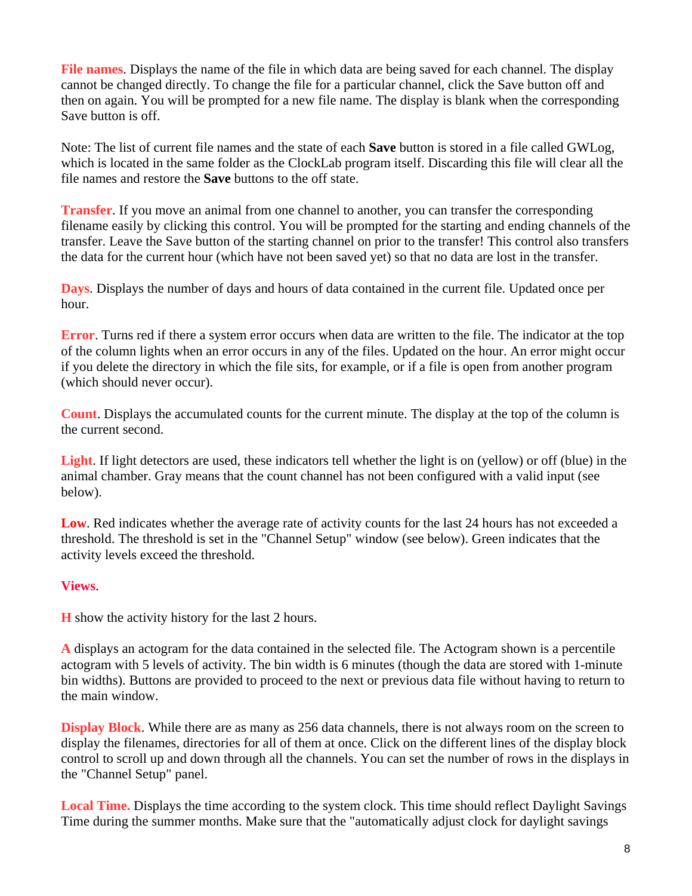**File names**. Displays the name of the file in which data are being saved for each channel. The display cannot be changed directly. To change the file for a particular channel, click the Save button off and then on again. You will be prompted for a new file name. The display is blank when the corresponding Save button is off.

Note: The list of current file names and the state of each **Save** button is stored in a file called GWLog, which is located in the same folder as the ClockLab program itself. Discarding this file will clear all the file names and restore the **Save** buttons to the off state.

**Transfer**. If you move an animal from one channel to another, you can transfer the corresponding filename easily by clicking this control. You will be prompted for the starting and ending channels of the transfer. Leave the Save button of the starting channel on prior to the transfer! This control also transfers the data for the current hour (which have not been saved yet) so that no data are lost in the transfer.

**Days**. Displays the number of days and hours of data contained in the current file. Updated once per hour.

**Error**. Turns red if there a system error occurs when data are written to the file. The indicator at the top of the column lights when an error occurs in any of the files. Updated on the hour. An error might occur if you delete the directory in which the file sits, for example, or if a file is open from another program (which should never occur).

**Count**. Displays the accumulated counts for the current minute. The display at the top of the column is the current second.

**Light**. If light detectors are used, these indicators tell whether the light is on (yellow) or off (blue) in the animal chamber. Gray means that the count channel has not been configured with a valid input (see below).

**Low**. Red indicates whether the average rate of activity counts for the last 24 hours has not exceeded a threshold. The threshold is set in the "Channel Setup" window (see below). Green indicates that the activity levels exceed the threshold.

**Views**.

**H** show the activity history for the last 2 hours.

**A** displays an actogram for the data contained in the selected file. The Actogram shown is a percentile actogram with 5 levels of activity. The bin width is 6 minutes (though the data are stored with 1-minute bin widths). Buttons are provided to proceed to the next or previous data file without having to return to the main window.

**Display Block**. While there are as many as 256 data channels, there is not always room on the screen to display the filenames, directories for all of them at once. Click on the different lines of the display block control to scroll up and down through all the channels. You can set the number of rows in the displays in the "Channel Setup" panel.

**Local Time.** Displays the time according to the system clock. This time should reflect Daylight Savings Time during the summer months. Make sure that the "automatically adjust clock for daylight savings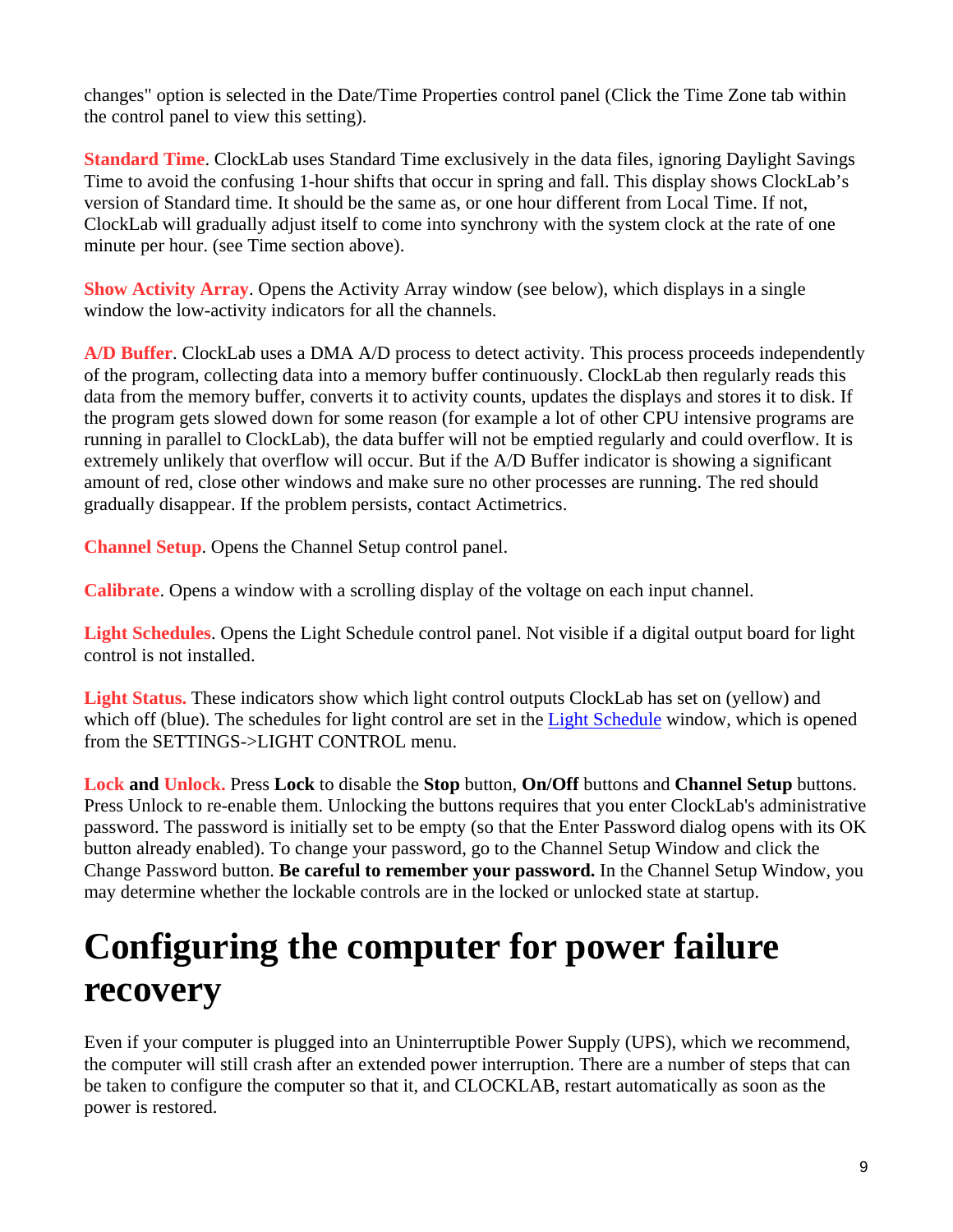changes" option is selected in the Date/Time Properties control panel (Click the Time Zone tab within the control panel to view this setting).

**Standard Time**. ClockLab uses Standard Time exclusively in the data files, ignoring Daylight Savings Time to avoid the confusing 1-hour shifts that occur in spring and fall. This display shows ClockLab's version of Standard time. It should be the same as, or one hour different from Local Time. If not, ClockLab will gradually adjust itself to come into synchrony with the system clock at the rate of one minute per hour. (see Time section above).

**Show Activity Array**. Opens the Activity Array window (see below), which displays in a single window the low-activity indicators for all the channels.

**A/D Buffer**. ClockLab uses a DMA A/D process to detect activity. This process proceeds independently of the program, collecting data into a memory buffer continuously. ClockLab then regularly reads this data from the memory buffer, converts it to activity counts, updates the displays and stores it to disk. If the program gets slowed down for some reason (for example a lot of other CPU intensive programs are running in parallel to ClockLab), the data buffer will not be emptied regularly and could overflow. It is extremely unlikely that overflow will occur. But if the A/D Buffer indicator is showing a significant amount of red, close other windows and make sure no other processes are running. The red should gradually disappear. If the problem persists, contact Actimetrics.

**Channel Setup**. Opens the Channel Setup control panel.

**Calibrate**. Opens a window with a scrolling display of the voltage on each input channel.

**Light Schedules**. Opens the Light Schedule control panel. Not visible if a digital output board for light control is not installed.

**Light Status.** These indicators show which light control outputs ClockLab has set on (yellow) and which off (blue). The schedules for light control are set in the Light Schedule window, which is opened from the SETTINGS->LIGHT CONTROL menu.

**Lock and Unlock.** Press **Lock** to disable the **Stop** button, **On/Off** buttons and **Channel Setup** buttons. Press Unlock to re-enable them. Unlocking the buttons requires that you enter ClockLab's administrative password. The password is initially set to be empty (so that the Enter Password dialog opens with its OK button already enabled). To change your password, go to the Channel Setup Window and click the Change Password button. **Be careful to remember your password.** In the Channel Setup Window, you may determine whether the lockable controls are in the locked or unlocked state at startup.

# Configuring the computer for power failure recovery

Even if your computer is plugged into an Uninterruptible Power Supply (UPS), which we recommend, the computer will still crash after an extended power interruption. There are a number of steps that can be taken to configure the computer so that it, and CLOCKLAB, restart automatically as soon as the power is restored.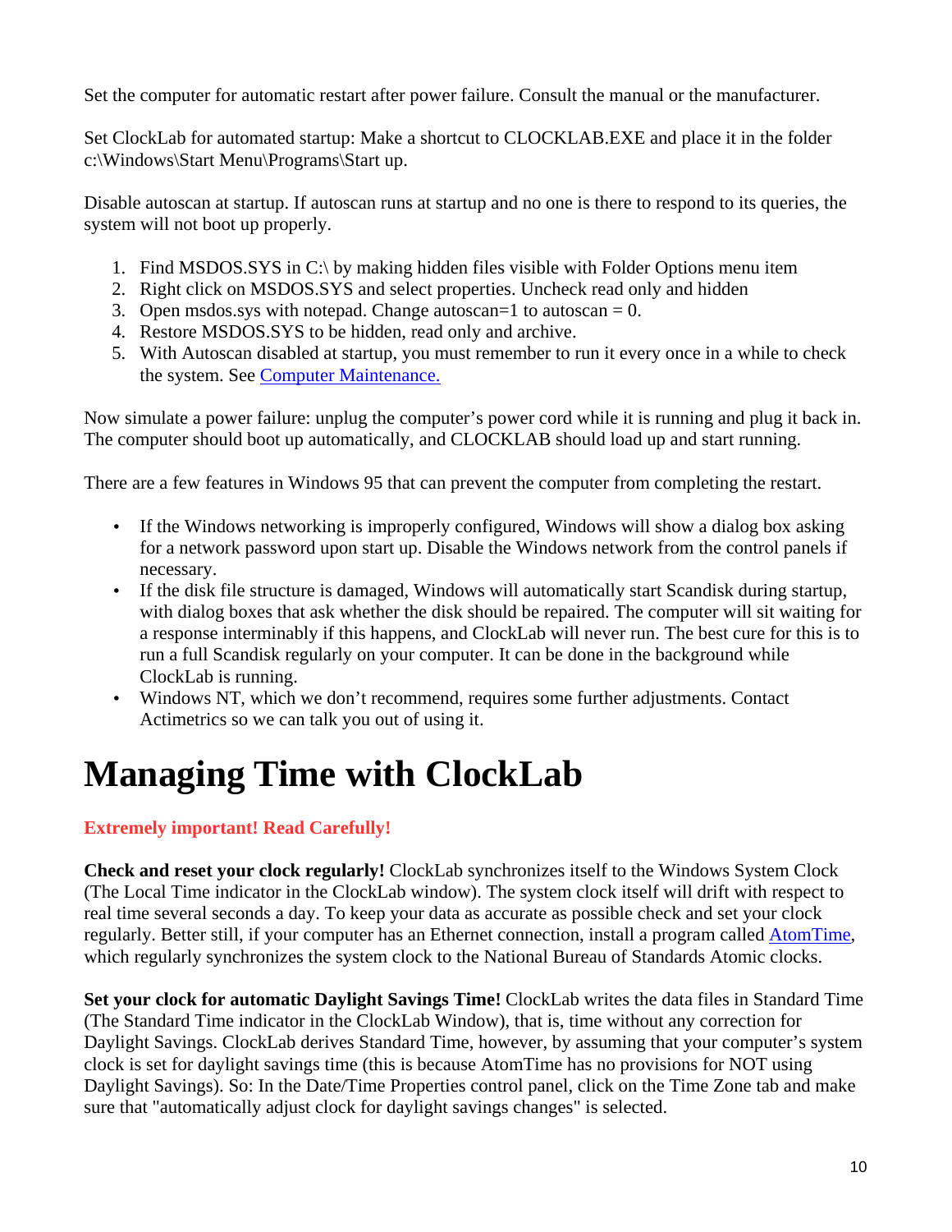Set the computer for automatic restart after power failure. Consult the manual or the manufacturer.

Set ClockLab for automated startup: Make a shortcut to CLOCKLAB.EXE and place it in the folder c:\Windows\Start Menu\Programs\Start up.

Disable autoscan at startup. If autoscan runs at startup and no one is there to respond to its queries, the system will not boot up properly.

1. Find MSDOS.SYS in C:\ by making hidden files visible with Folder Options menu item
2. Right click on MSDOS.SYS and select properties. Uncheck read only and hidden
3. Open msdos.sys with notepad. Change autoscan=1 to autoscan = 0.
4. Restore MSDOS.SYS to be hidden, read only and archive.
5. With Autoscan disabled at startup, you must remember to run it every once in a while to check the system. See [Computer Maintenance.]()

Now simulate a power failure: unplug the computer's power cord while it is running and plug it back in. The computer should boot up automatically, and CLOCKLAB should load up and start running.

There are a few features in Windows 95 that can prevent the computer from completing the restart.

- If the Windows networking is improperly configured, Windows will show a dialog box asking for a network password upon start up. Disable the Windows network from the control panels if necessary.
- If the disk file structure is damaged, Windows will automatically start Scandisk during startup, with dialog boxes that ask whether the disk should be repaired. The computer will sit waiting for a response interminably if this happens, and ClockLab will never run. The best cure for this is to run a full Scandisk regularly on your computer. It can be done in the background while ClockLab is running.
- Windows NT, which we don't recommend, requires some further adjustments. Contact Actimetrics so we can talk you out of using it.

# Managing Time with ClockLab

**Extremely important! Read Carefully!**

**Check and reset your clock regularly!** ClockLab synchronizes itself to the Windows System Clock (The Local Time indicator in the ClockLab window). The system clock itself will drift with respect to real time several seconds a day. To keep your data as accurate as possible check and set your clock regularly. Better still, if your computer has an Ethernet connection, install a program called [AtomTime](), which regularly synchronizes the system clock to the National Bureau of Standards Atomic clocks.

**Set your clock for automatic Daylight Savings Time!** ClockLab writes the data files in Standard Time (The Standard Time indicator in the ClockLab Window), that is, time without any correction for Daylight Savings. ClockLab derives Standard Time, however, by assuming that your computer's system clock is set for daylight savings time (this is because AtomTime has no provisions for NOT using Daylight Savings). So: In the Date/Time Properties control panel, click on the Time Zone tab and make sure that "automatically adjust clock for daylight savings changes" is selected.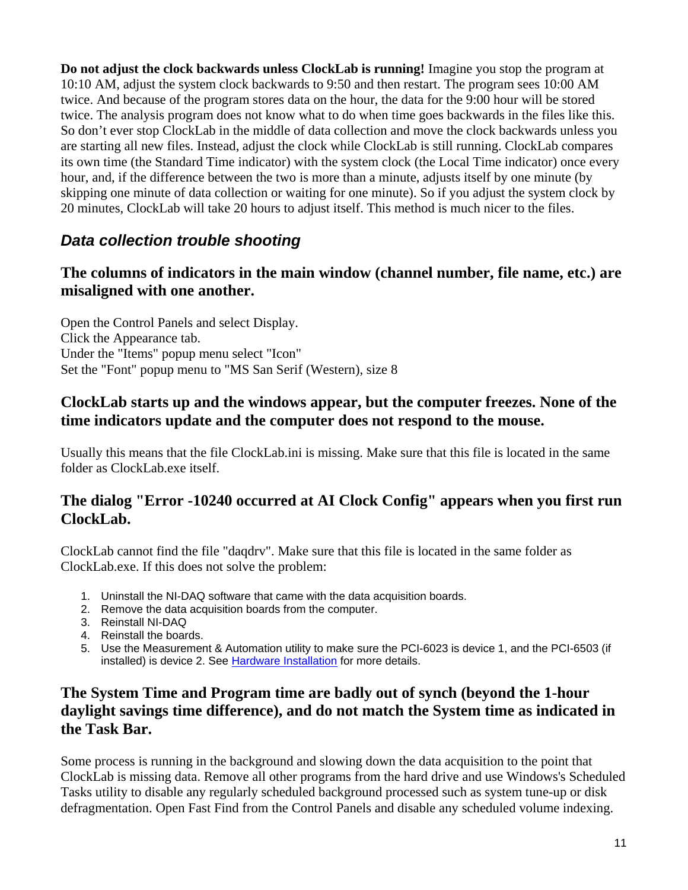**Do not adjust the clock backwards unless ClockLab is running!** Imagine you stop the program at 10:10 AM, adjust the system clock backwards to 9:50 and then restart. The program sees 10:00 AM twice. And because of the program stores data on the hour, the data for the 9:00 hour will be stored twice. The analysis program does not know what to do when time goes backwards in the files like this. So don't ever stop ClockLab in the middle of data collection and move the clock backwards unless you are starting all new files. Instead, adjust the clock while ClockLab is still running. ClockLab compares its own time (the Standard Time indicator) with the system clock (the Local Time indicator) once every hour, and, if the difference between the two is more than a minute, adjusts itself by one minute (by skipping one minute of data collection or waiting for one minute). So if you adjust the system clock by 20 minutes, ClockLab will take 20 hours to adjust itself. This method is much nicer to the files.

## *Data collection trouble shooting*

### The columns of indicators in the main window (channel number, file name, etc.) are misaligned with one another.

Open the Control Panels and select Display.
Click the Appearance tab.
Under the "Items" popup menu select "Icon"
Set the "Font" popup menu to "MS San Serif (Western), size 8

### ClockLab starts up and the windows appear, but the computer freezes. None of the time indicators update and the computer does not respond to the mouse.

Usually this means that the file ClockLab.ini is missing. Make sure that this file is located in the same folder as ClockLab.exe itself.

### The dialog "Error -10240 occurred at AI Clock Config" appears when you first run ClockLab.

ClockLab cannot find the file "daqdrv". Make sure that this file is located in the same folder as ClockLab.exe. If this does not solve the problem:

1. Uninstall the NI-DAQ software that came with the data acquisition boards.
2. Remove the data acquisition boards from the computer.
3. Reinstall NI-DAQ
4. Reinstall the boards.
5. Use the Measurement & Automation utility to make sure the PCI-6023 is device 1, and the PCI-6503 (if installed) is device 2. See Hardware Installation for more details.

### The System Time and Program time are badly out of synch (beyond the 1-hour daylight savings time difference), and do not match the System time as indicated in the Task Bar.

Some process is running in the background and slowing down the data acquisition to the point that ClockLab is missing data. Remove all other programs from the hard drive and use Windows's Scheduled Tasks utility to disable any regularly scheduled background processed such as system tune-up or disk defragmentation. Open Fast Find from the Control Panels and disable any scheduled volume indexing.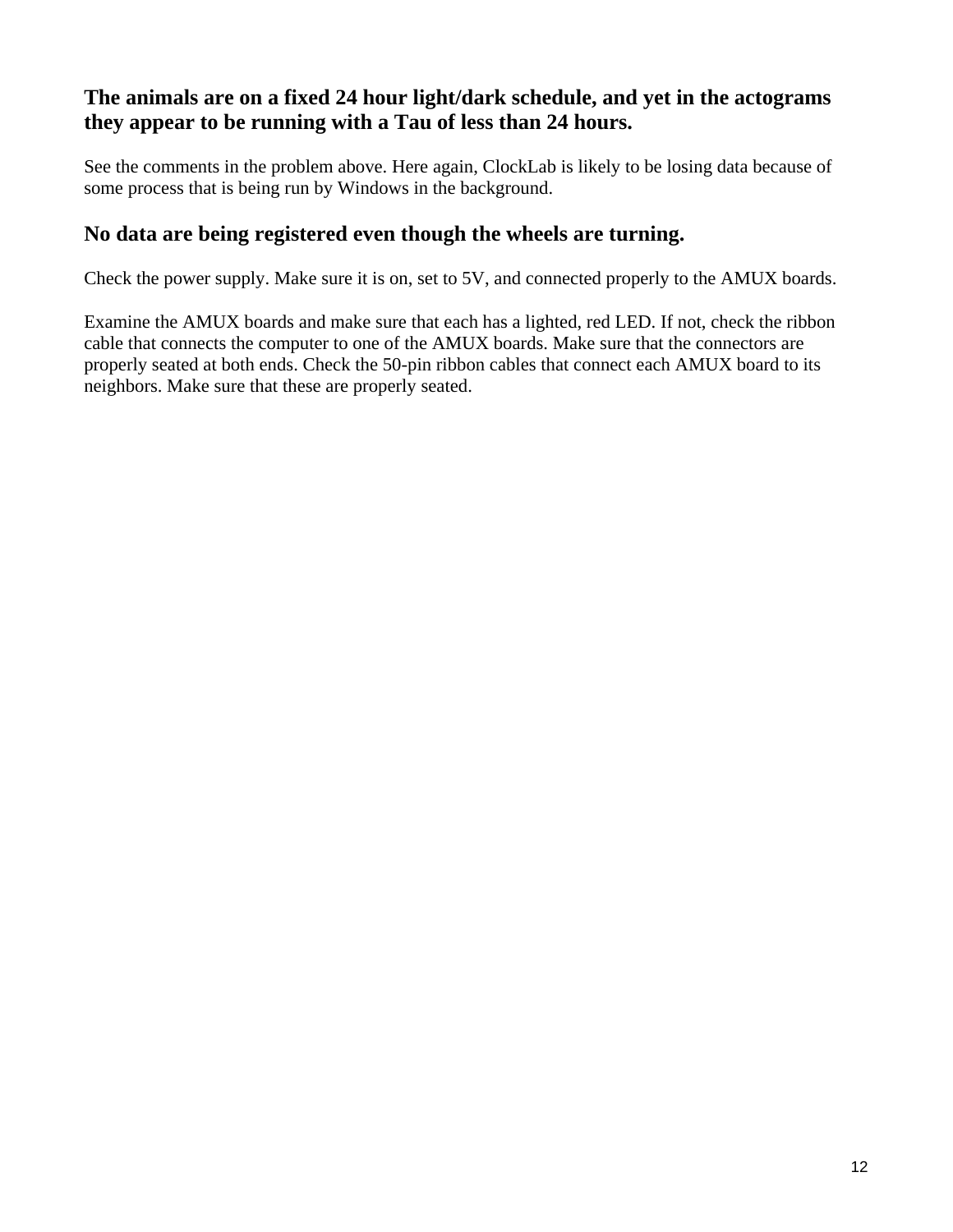### The animals are on a fixed 24 hour light/dark schedule, and yet in the actograms they appear to be running with a Tau of less than 24 hours.

See the comments in the problem above. Here again, ClockLab is likely to be losing data because of some process that is being run by Windows in the background.

### No data are being registered even though the wheels are turning.

Check the power supply. Make sure it is on, set to 5V, and connected properly to the AMUX boards.

Examine the AMUX boards and make sure that each has a lighted, red LED. If not, check the ribbon cable that connects the computer to one of the AMUX boards. Make sure that the connectors are properly seated at both ends. Check the 50-pin ribbon cables that connect each AMUX board to its neighbors. Make sure that these are properly seated.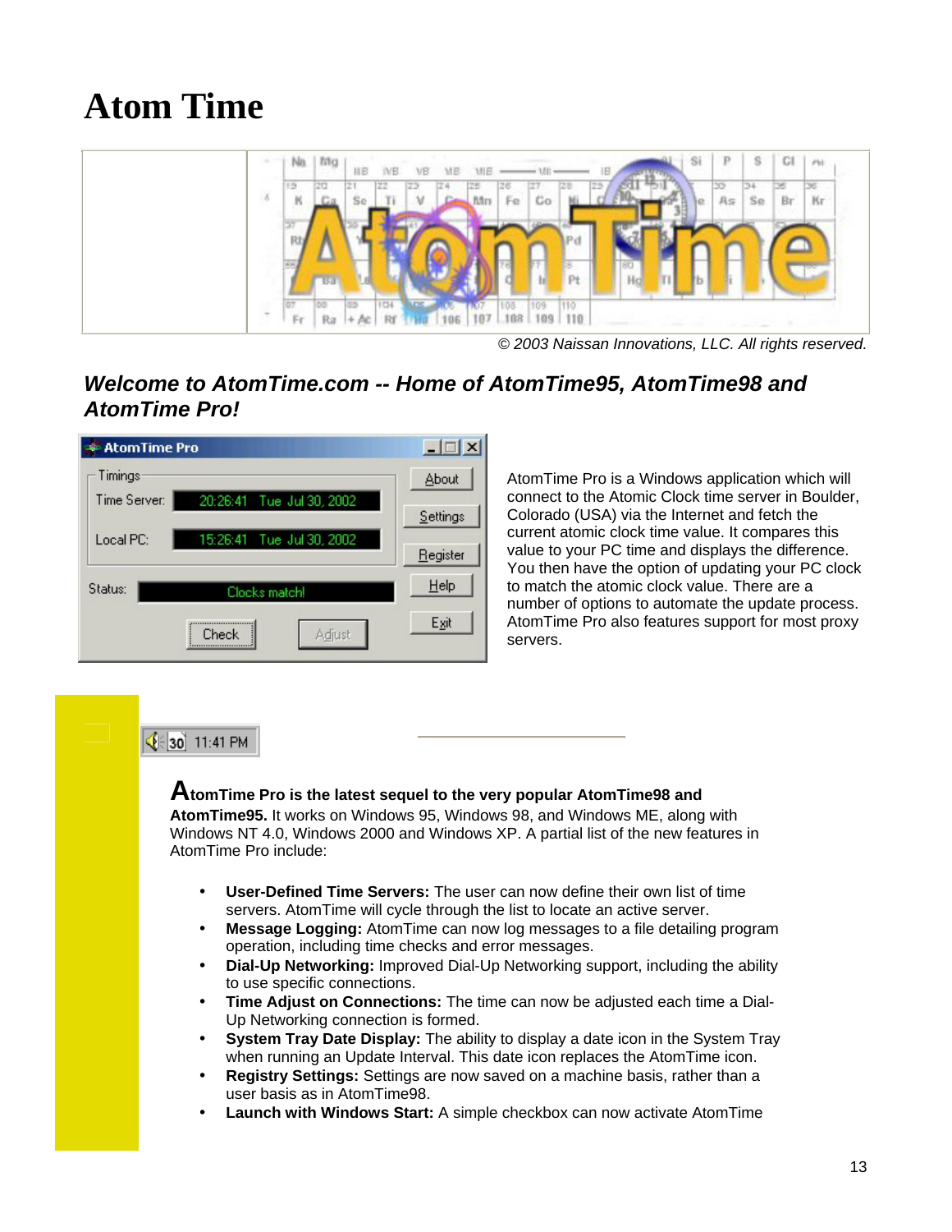# Atom Time

© 2003 Naissan Innovations, LLC. All rights reserved.

## *Welcome to AtomTime.com -- Home of AtomTime95, AtomTime98 and AtomTime Pro!*

AtomTime Pro is a Windows application which will connect to the Atomic Clock time server in Boulder, Colorado (USA) via the Internet and fetch the current atomic clock time value. It compares this value to your PC time and displays the difference. You then have the option of updating your PC clock to match the atomic clock value. There are a number of options to automate the update process. AtomTime Pro also features support for most proxy servers.

**AtomTime Pro is the latest sequel to the very popular AtomTime98 and AtomTime95.** It works on Windows 95, Windows 98, and Windows ME, along with Windows NT 4.0, Windows 2000 and Windows XP. A partial list of the new features in AtomTime Pro include:

- **User-Defined Time Servers:** The user can now define their own list of time servers. AtomTime will cycle through the list to locate an active server.
- **Message Logging:** AtomTime can now log messages to a file detailing program operation, including time checks and error messages.
- **Dial-Up Networking:** Improved Dial-Up Networking support, including the ability to use specific connections.
- **Time Adjust on Connections:** The time can now be adjusted each time a Dial-Up Networking connection is formed.
- **System Tray Date Display:** The ability to display a date icon in the System Tray when running an Update Interval. This date icon replaces the AtomTime icon.
- **Registry Settings:** Settings are now saved on a machine basis, rather than a user basis as in AtomTime98.
- **Launch with Windows Start:** A simple checkbox can now activate AtomTime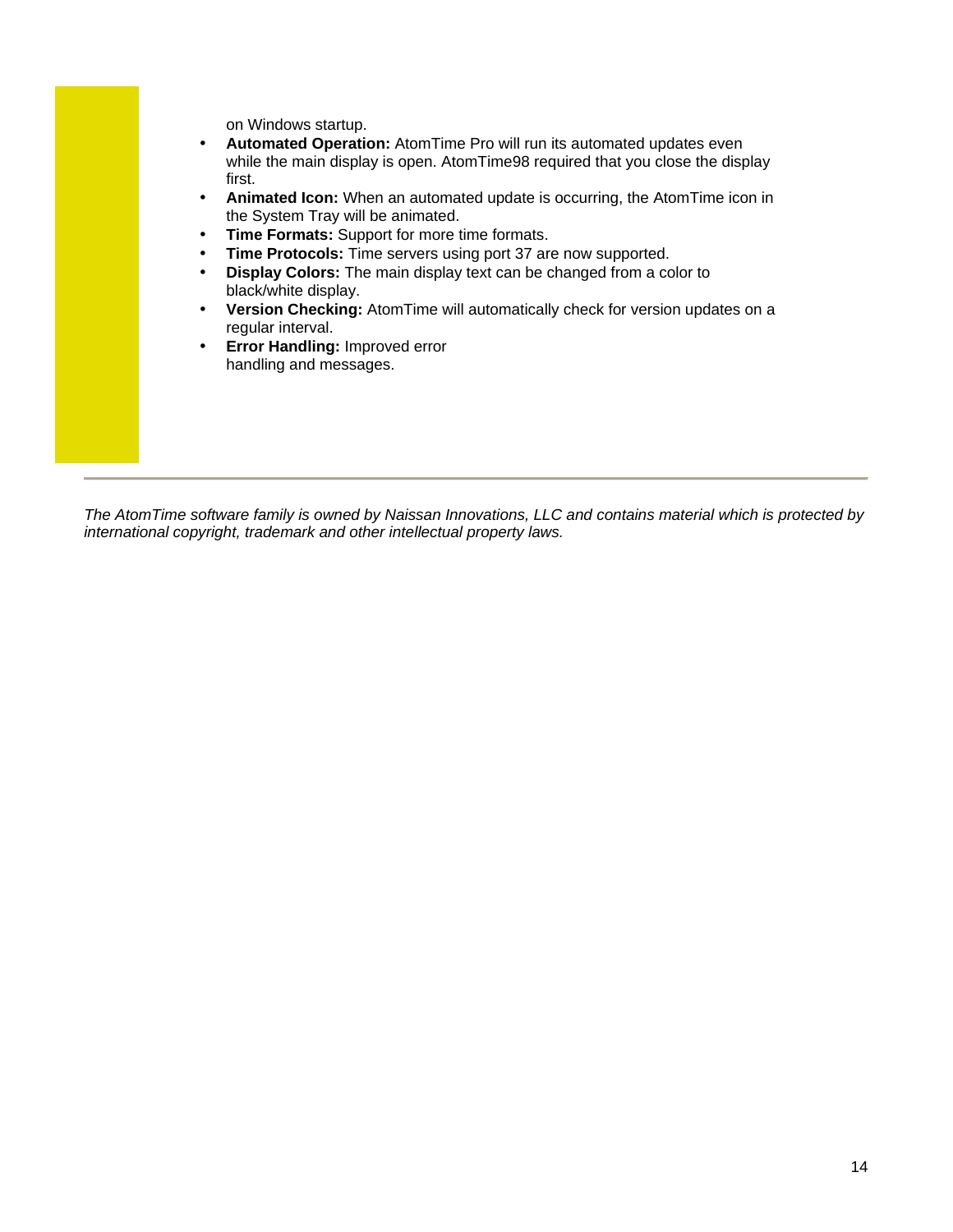on Windows startup.

- **Automated Operation:** AtomTime Pro will run its automated updates even while the main display is open. AtomTime98 required that you close the display first.
- **Animated Icon:** When an automated update is occurring, the AtomTime icon in the System Tray will be animated.
- **Time Formats:** Support for more time formats.
- **Time Protocols:** Time servers using port 37 are now supported.
- **Display Colors:** The main display text can be changed from a color to black/white display.
- **Version Checking:** AtomTime will automatically check for version updates on a regular interval.
- **Error Handling:** Improved error handling and messages.

---

*The AtomTime software family is owned by Naissan Innovations, LLC and contains material which is protected by international copyright, trademark and other intellectual property laws.*